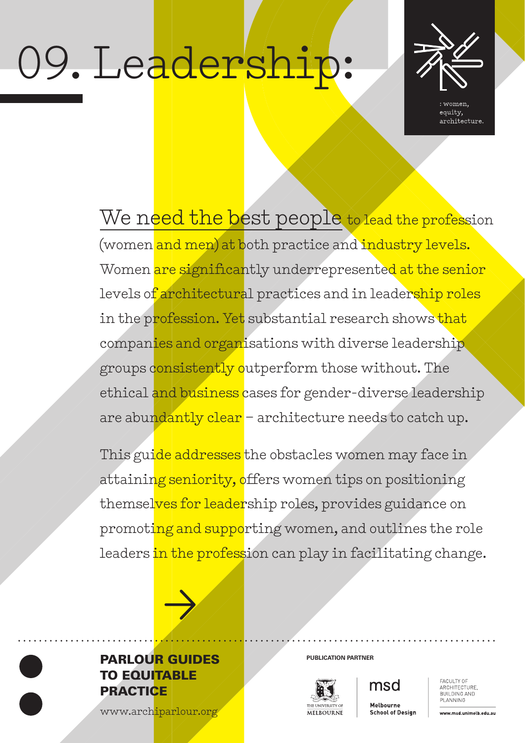# 09. Leadership:

: women, equity, architecture.

We need the best people to lead the profession (women and men) at both practice and industry levels. Women are significantly underrepresented at the senior levels of architectural practices and in leadership roles in the profession. Yet substantial research shows that companies and organisations with diverse leadership groups consistently outperform those without. The ethical and business cases for gender-diverse leadership are abundantly clear – architecture needs to catch up.

This guide addresses the obstacles women may face in attaining seniority, offers women tips on positioning themselves for leadership roles, provides guidance on promoting and supporting women, and outlines the role leaders in the profession can play in facilitating change.

→

**PARLOUR GUIDES TO EQUITABLE PRACTICE**

www.archiparlour.org

**PUBLICATION PARTNER**

The University of Melbourne | msd Melbourne School of Design | Faculty of Architecture, Building and Planning

www.msd.unimelb.edu.au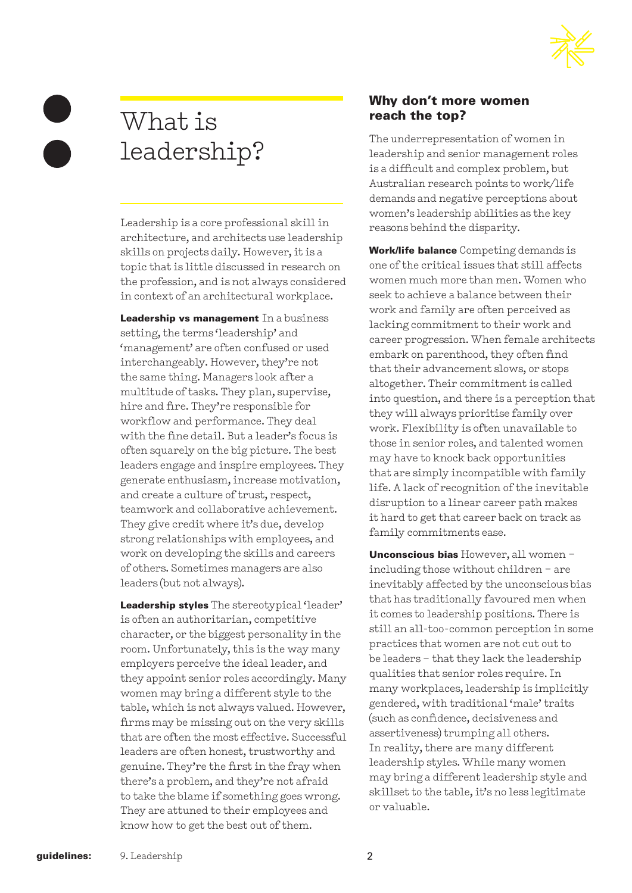# What is leadership?

Leadership is a core professional skill in architecture, and architects use leadership skills on projects daily. However, it is a topic that is little discussed in research on the profession, and is not always considered in context of an architectural workplace.

**Leadership vs management** In a business setting, the terms 'leadership' and 'management' are often confused or used interchangeably. However, they're not the same thing. Managers look after a multitude of tasks. They plan, supervise, hire and fire. They're responsible for workflow and performance. They deal with the fine detail. But a leader's focus is often squarely on the big picture. The best leaders engage and inspire employees. They generate enthusiasm, increase motivation, and create a culture of trust, respect, teamwork and collaborative achievement. They give credit where it's due, develop strong relationships with employees, and work on developing the skills and careers of others. Sometimes managers are also leaders (but not always).

**Leadership styles** The stereotypical 'leader' is often an authoritarian, competitive character, or the biggest personality in the room. Unfortunately, this is the way many employers perceive the ideal leader, and they appoint senior roles accordingly. Many women may bring a different style to the table, which is not always valued. However, firms may be missing out on the very skills that are often the most effective. Successful leaders are often honest, trustworthy and genuine. They're the first in the fray when there's a problem, and they're not afraid to take the blame if something goes wrong. They are attuned to their employees and know how to get the best out of them.

## Why don't more women reach the top?

The underrepresentation of women in leadership and senior management roles is a difficult and complex problem, but Australian research points to work/life demands and negative perceptions about women's leadership abilities as the key reasons behind the disparity.

**Work/life balance** Competing demands is one of the critical issues that still affects women much more than men. Women who seek to achieve a balance between their work and family are often perceived as lacking commitment to their work and career progression. When female architects embark on parenthood, they often find that their advancement slows, or stops altogether. Their commitment is called into question, and there is a perception that they will always prioritise family over work. Flexibility is often unavailable to those in senior roles, and talented women may have to knock back opportunities that are simply incompatible with family life. A lack of recognition of the inevitable disruption to a linear career path makes it hard to get that career back on track as family commitments ease.

**Unconscious bias** However, all women – including those without children – are inevitably affected by the unconscious bias that has traditionally favoured men when it comes to leadership positions. There is still an all-too-common perception in some practices that women are not cut out to be leaders – that they lack the leadership qualities that senior roles require. In many workplaces, leadership is implicitly gendered, with traditional 'male' traits (such as confidence, decisiveness and assertiveness) trumping all others. In reality, there are many different leadership styles. While many women may bring a different leadership style and skillset to the table, it's no less legitimate or valuable.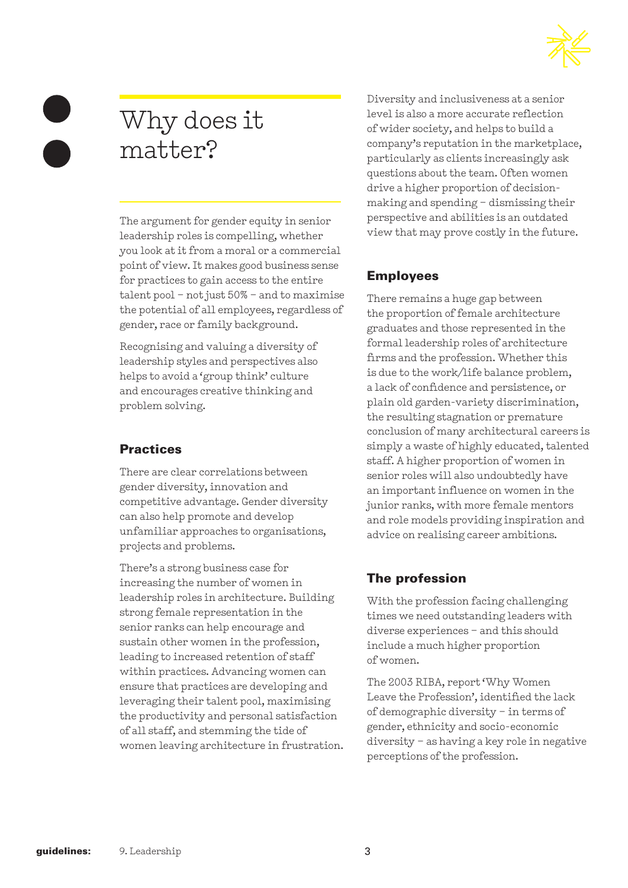# Why does it matter?

The argument for gender equity in senior leadership roles is compelling, whether you look at it from a moral or a commercial point of view. It makes good business sense for practices to gain access to the entire talent pool – not just 50% – and to maximise the potential of all employees, regardless of gender, race or family background.

Recognising and valuing a diversity of leadership styles and perspectives also helps to avoid a 'group think' culture and encourages creative thinking and problem solving.

## Practices

There are clear correlations between gender diversity, innovation and competitive advantage. Gender diversity can also help promote and develop unfamiliar approaches to organisations, projects and problems.

There's a strong business case for increasing the number of women in leadership roles in architecture. Building strong female representation in the senior ranks can help encourage and sustain other women in the profession, leading to increased retention of staff within practices. Advancing women can ensure that practices are developing and leveraging their talent pool, maximising the productivity and personal satisfaction of all staff, and stemming the tide of women leaving architecture in frustration.

Diversity and inclusiveness at a senior level is also a more accurate reflection of wider society, and helps to build a company's reputation in the marketplace, particularly as clients increasingly ask questions about the team. Often women drive a higher proportion of decision-making and spending – dismissing their perspective and abilities is an outdated view that may prove costly in the future.

## Employees

There remains a huge gap between the proportion of female architecture graduates and those represented in the formal leadership roles of architecture firms and the profession. Whether this is due to the work/life balance problem, a lack of confidence and persistence, or plain old garden-variety discrimination, the resulting stagnation or premature conclusion of many architectural careers is simply a waste of highly educated, talented staff. A higher proportion of women in senior roles will also undoubtedly have an important influence on women in the junior ranks, with more female mentors and role models providing inspiration and advice on realising career ambitions.

## The profession

With the profession facing challenging times we need outstanding leaders with diverse experiences – and this should include a much higher proportion of women.

The 2003 RIBA, report 'Why Women Leave the Profession', identified the lack of demographic diversity – in terms of gender, ethnicity and socio-economic diversity – as having a key role in negative perceptions of the profession.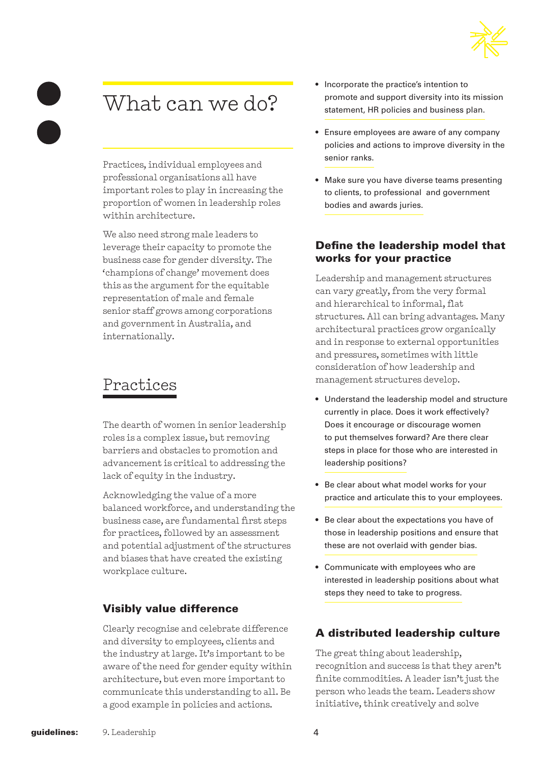# What can we do?

Practices, individual employees and professional organisations all have important roles to play in increasing the proportion of women in leadership roles within architecture.

We also need strong male leaders to leverage their capacity to promote the business case for gender diversity. The 'champions of change' movement does this as the argument for the equitable representation of male and female senior staff grows among corporations and government in Australia, and internationally.

## Practices

The dearth of women in senior leadership roles is a complex issue, but removing barriers and obstacles to promotion and advancement is critical to addressing the lack of equity in the industry.

Acknowledging the value of a more balanced workforce, and understanding the business case, are fundamental first steps for practices, followed by an assessment and potential adjustment of the structures and biases that have created the existing workplace culture.

### Visibly value difference

Clearly recognise and celebrate difference and diversity to employees, clients and the industry at large. It's important to be aware of the need for gender equity within architecture, but even more important to communicate this understanding to all. Be a good example in policies and actions.

- Incorporate the practice's intention to promote and support diversity into its mission statement, HR policies and business plan.
- Ensure employees are aware of any company policies and actions to improve diversity in the senior ranks.
- Make sure you have diverse teams presenting to clients, to professional and government bodies and awards juries.

### Define the leadership model that works for your practice

Leadership and management structures can vary greatly, from the very formal and hierarchical to informal, flat structures. All can bring advantages. Many architectural practices grow organically and in response to external opportunities and pressures, sometimes with little consideration of how leadership and management structures develop.

- Understand the leadership model and structure currently in place. Does it work effectively? Does it encourage or discourage women to put themselves forward? Are there clear steps in place for those who are interested in leadership positions?
- Be clear about what model works for your practice and articulate this to your employees.
- Be clear about the expectations you have of those in leadership positions and ensure that these are not overlaid with gender bias.
- Communicate with employees who are interested in leadership positions about what steps they need to take to progress.

### A distributed leadership culture

The great thing about leadership, recognition and success is that they aren't finite commodities. A leader isn't just the person who leads the team. Leaders show initiative, think creatively and solve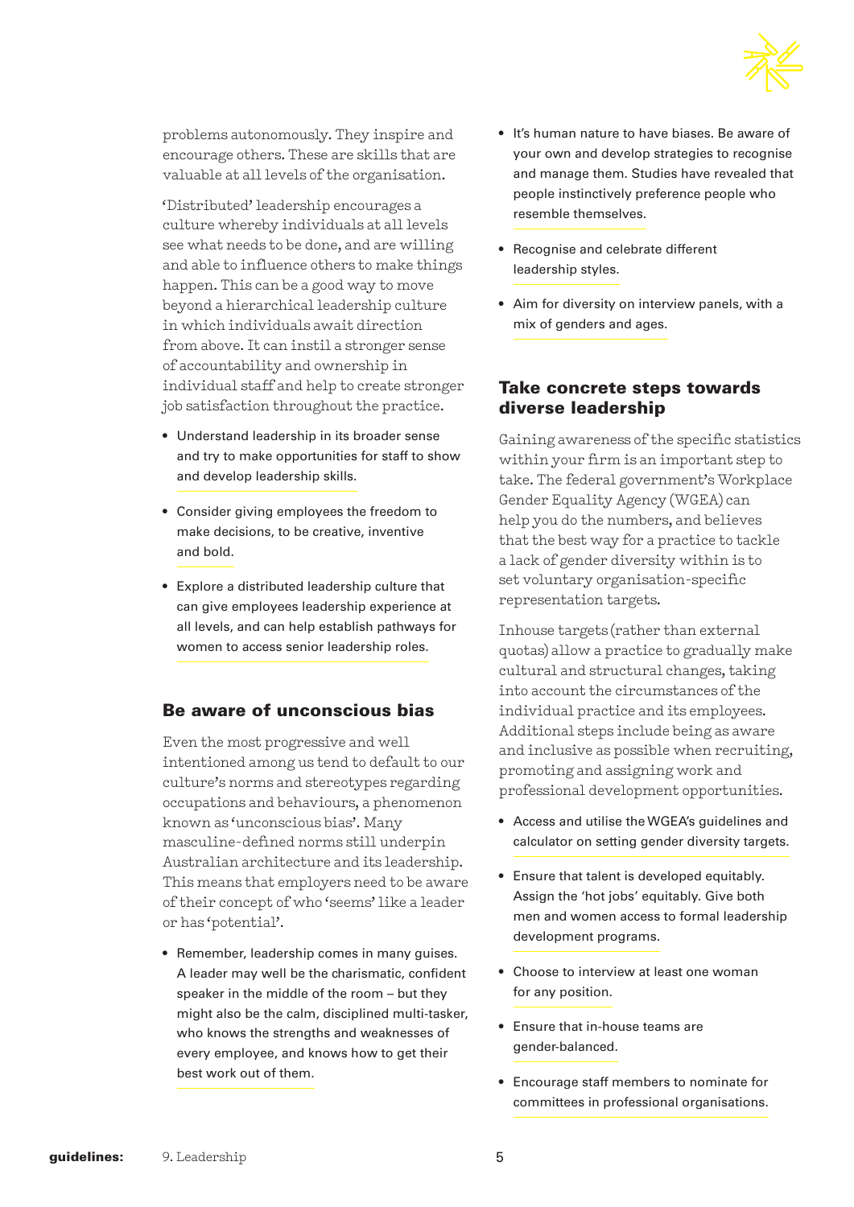problems autonomously. They inspire and encourage others. These are skills that are valuable at all levels of the organisation.

'Distributed' leadership encourages a culture whereby individuals at all levels see what needs to be done, and are willing and able to influence others to make things happen. This can be a good way to move beyond a hierarchical leadership culture in which individuals await direction from above. It can instil a stronger sense of accountability and ownership in individual staff and help to create stronger job satisfaction throughout the practice.

- Understand leadership in its broader sense and try to make opportunities for staff to show and develop leadership skills.
- Consider giving employees the freedom to make decisions, to be creative, inventive and bold.
- Explore a distributed leadership culture that can give employees leadership experience at all levels, and can help establish pathways for women to access senior leadership roles.

## Be aware of unconscious bias

Even the most progressive and well intentioned among us tend to default to our culture's norms and stereotypes regarding occupations and behaviours, a phenomenon known as 'unconscious bias'. Many masculine-defined norms still underpin Australian architecture and its leadership. This means that employers need to be aware of their concept of who 'seems' like a leader or has 'potential'.

- Remember, leadership comes in many guises. A leader may well be the charismatic, confident speaker in the middle of the room – but they might also be the calm, disciplined multi-tasker, who knows the strengths and weaknesses of every employee, and knows how to get their best work out of them.
- It's human nature to have biases. Be aware of your own and develop strategies to recognise and manage them. Studies have revealed that people instinctively preference people who resemble themselves.
- Recognise and celebrate different leadership styles.
- Aim for diversity on interview panels, with a mix of genders and ages.

## Take concrete steps towards diverse leadership

Gaining awareness of the specific statistics within your firm is an important step to take. The federal government's Workplace Gender Equality Agency (WGEA) can help you do the numbers, and believes that the best way for a practice to tackle a lack of gender diversity within is to set voluntary organisation-specific representation targets.

Inhouse targets (rather than external quotas) allow a practice to gradually make cultural and structural changes, taking into account the circumstances of the individual practice and its employees. Additional steps include being as aware and inclusive as possible when recruiting, promoting and assigning work and professional development opportunities.

- Access and utilise the WGEA's guidelines and calculator on setting gender diversity targets.
- Ensure that talent is developed equitably. Assign the 'hot jobs' equitably. Give both men and women access to formal leadership development programs.
- Choose to interview at least one woman for any position.
- Ensure that in-house teams are gender-balanced.
- Encourage staff members to nominate for committees in professional organisations.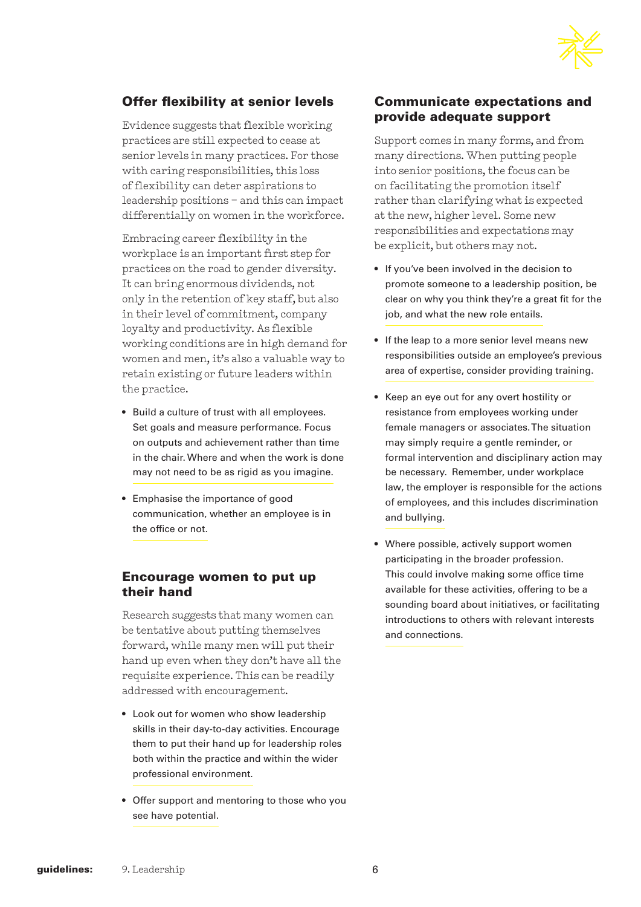## Offer flexibility at senior levels

Evidence suggests that flexible working practices are still expected to cease at senior levels in many practices. For those with caring responsibilities, this loss of flexibility can deter aspirations to leadership positions – and this can impact differentially on women in the workforce.

Embracing career flexibility in the workplace is an important first step for practices on the road to gender diversity. It can bring enormous dividends, not only in the retention of key staff, but also in their level of commitment, company loyalty and productivity. As flexible working conditions are in high demand for women and men, it's also a valuable way to retain existing or future leaders within the practice.

- Build a culture of trust with all employees. Set goals and measure performance. Focus on outputs and achievement rather than time in the chair. Where and when the work is done may not need to be as rigid as you imagine.
- Emphasise the importance of good communication, whether an employee is in the office or not.

## Encourage women to put up their hand

Research suggests that many women can be tentative about putting themselves forward, while many men will put their hand up even when they don't have all the requisite experience. This can be readily addressed with encouragement.

- Look out for women who show leadership skills in their day-to-day activities. Encourage them to put their hand up for leadership roles both within the practice and within the wider professional environment.
- Offer support and mentoring to those who you see have potential.

## Communicate expectations and provide adequate support

Support comes in many forms, and from many directions. When putting people into senior positions, the focus can be on facilitating the promotion itself rather than clarifying what is expected at the new, higher level. Some new responsibilities and expectations may be explicit, but others may not.

- If you've been involved in the decision to promote someone to a leadership position, be clear on why you think they're a great fit for the job, and what the new role entails.
- If the leap to a more senior level means new responsibilities outside an employee's previous area of expertise, consider providing training.
- Keep an eye out for any overt hostility or resistance from employees working under female managers or associates. The situation may simply require a gentle reminder, or formal intervention and disciplinary action may be necessary. Remember, under workplace law, the employer is responsible for the actions of employees, and this includes discrimination and bullying.
- Where possible, actively support women participating in the broader profession. This could involve making some office time available for these activities, offering to be a sounding board about initiatives, or facilitating introductions to others with relevant interests and connections.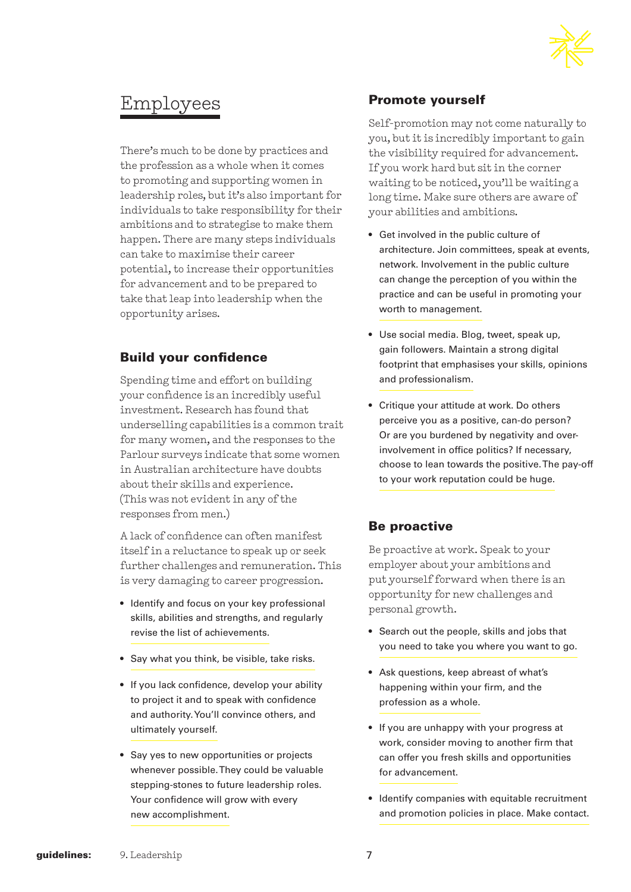# Employees

There's much to be done by practices and the profession as a whole when it comes to promoting and supporting women in leadership roles, but it's also important for individuals to take responsibility for their ambitions and to strategise to make them happen. There are many steps individuals can take to maximise their career potential, to increase their opportunities for advancement and to be prepared to take that leap into leadership when the opportunity arises.

## Build your confidence

Spending time and effort on building your confidence is an incredibly useful investment. Research has found that underselling capabilities is a common trait for many women, and the responses to the Parlour surveys indicate that some women in Australian architecture have doubts about their skills and experience. (This was not evident in any of the responses from men.)

A lack of confidence can often manifest itself in a reluctance to speak up or seek further challenges and remuneration. This is very damaging to career progression.

- Identify and focus on your key professional skills, abilities and strengths, and regularly revise the list of achievements.
- Say what you think, be visible, take risks.
- If you lack confidence, develop your ability to project it and to speak with confidence and authority. You'll convince others, and ultimately yourself.
- Say yes to new opportunities or projects whenever possible. They could be valuable stepping-stones to future leadership roles. Your confidence will grow with every new accomplishment.

## Promote yourself

Self-promotion may not come naturally to you, but it is incredibly important to gain the visibility required for advancement. If you work hard but sit in the corner waiting to be noticed, you'll be waiting a long time. Make sure others are aware of your abilities and ambitions.

- Get involved in the public culture of architecture. Join committees, speak at events, network. Involvement in the public culture can change the perception of you within the practice and can be useful in promoting your worth to management.
- Use social media. Blog, tweet, speak up, gain followers. Maintain a strong digital footprint that emphasises your skills, opinions and professionalism.
- Critique your attitude at work. Do others perceive you as a positive, can-do person? Or are you burdened by negativity and over-involvement in office politics? If necessary, choose to lean towards the positive. The pay-off to your work reputation could be huge.

## Be proactive

Be proactive at work. Speak to your employer about your ambitions and put yourself forward when there is an opportunity for new challenges and personal growth.

- Search out the people, skills and jobs that you need to take you where you want to go.
- Ask questions, keep abreast of what's happening within your firm, and the profession as a whole.
- If you are unhappy with your progress at work, consider moving to another firm that can offer you fresh skills and opportunities for advancement.
- Identify companies with equitable recruitment and promotion policies in place. Make contact.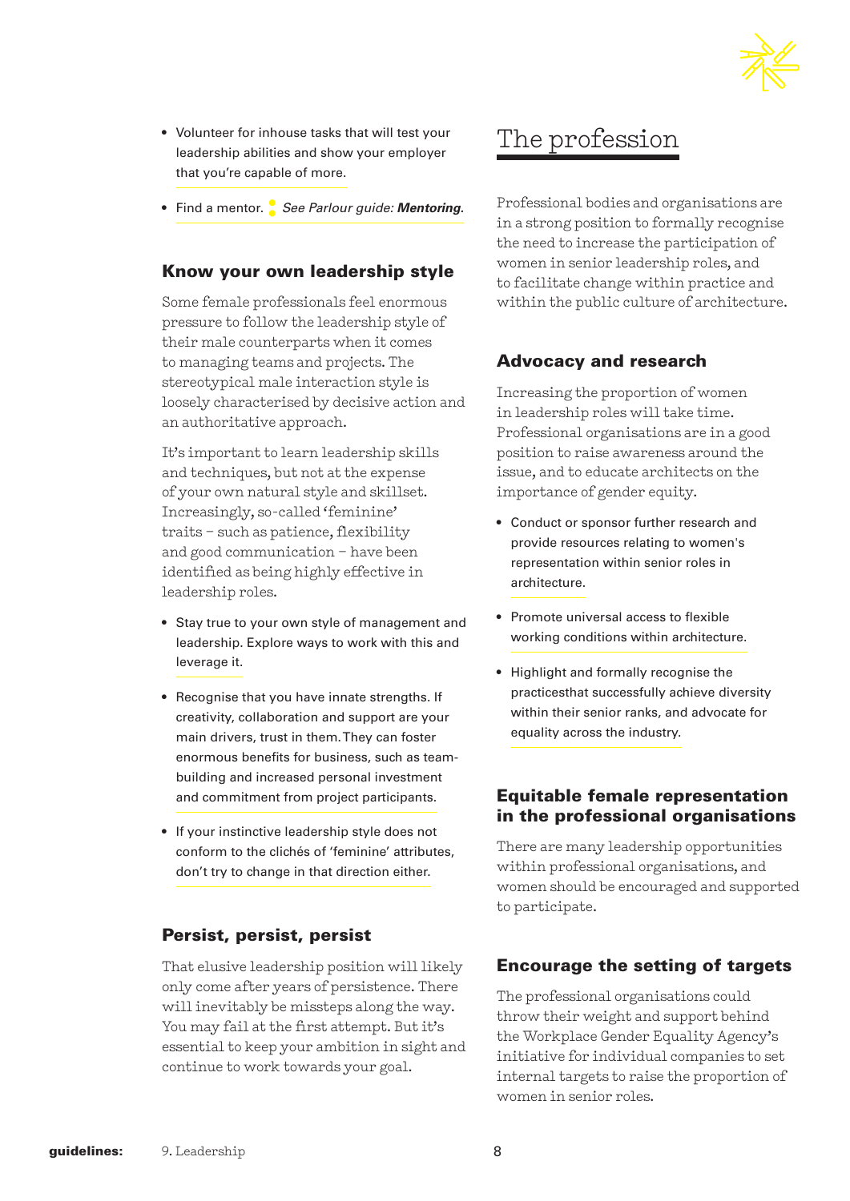- Volunteer for inhouse tasks that will test your leadership abilities and show your employer that you're capable of more.
- Find a mentor. *See Parlour guide:* ***Mentoring****.*

### Know your own leadership style

Some female professionals feel enormous pressure to follow the leadership style of their male counterparts when it comes to managing teams and projects. The stereotypical male interaction style is loosely characterised by decisive action and an authoritative approach.

It's important to learn leadership skills and techniques, but not at the expense of your own natural style and skillset. Increasingly, so-called 'feminine' traits – such as patience, flexibility and good communication – have been identified as being highly effective in leadership roles.

- Stay true to your own style of management and leadership. Explore ways to work with this and leverage it.
- Recognise that you have innate strengths. If creativity, collaboration and support are your main drivers, trust in them. They can foster enormous benefits for business, such as team-building and increased personal investment and commitment from project participants.
- If your instinctive leadership style does not conform to the clichés of 'feminine' attributes, don't try to change in that direction either.

### Persist, persist, persist

That elusive leadership position will likely only come after years of persistence. There will inevitably be missteps along the way. You may fail at the first attempt. But it's essential to keep your ambition in sight and continue to work towards your goal.

## The profession

Professional bodies and organisations are in a strong position to formally recognise the need to increase the participation of women in senior leadership roles, and to facilitate change within practice and within the public culture of architecture.

### Advocacy and research

Increasing the proportion of women in leadership roles will take time. Professional organisations are in a good position to raise awareness around the issue, and to educate architects on the importance of gender equity.

- Conduct or sponsor further research and provide resources relating to women's representation within senior roles in architecture.
- Promote universal access to flexible working conditions within architecture.
- Highlight and formally recognise the practicesthat successfully achieve diversity within their senior ranks, and advocate for equality across the industry.

### Equitable female representation in the professional organisations

There are many leadership opportunities within professional organisations, and women should be encouraged and supported to participate.

### Encourage the setting of targets

The professional organisations could throw their weight and support behind the Workplace Gender Equality Agency's initiative for individual companies to set internal targets to raise the proportion of women in senior roles.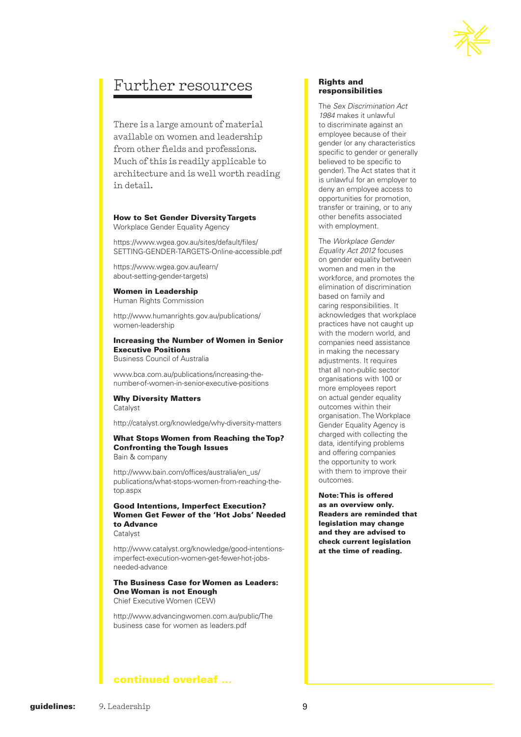# Further resources

There is a large amount of material available on women and leadership from other fields and professions. Much of this is readily applicable to architecture and is well worth reading in detail.

**How to Set Gender Diversity Targets**
Workplace Gender Equality Agency

https://www.wgea.gov.au/sites/default/files/SETTING-GENDER-TARGETS-Online-accessible.pdf

https://www.wgea.gov.au/learn/about-setting-gender-targets)

**Women in Leadership**
Human Rights Commission

http://www.humanrights.gov.au/publications/women-leadership

**Increasing the Number of Women in Senior Executive Positions**
Business Council of Australia

www.bca.com.au/publications/increasing-the-number-of-women-in-senior-executive-positions

**Why Diversity Matters**
Catalyst

http://catalyst.org/knowledge/why-diversity-matters

**What Stops Women from Reaching the Top? Confronting the Tough Issues**
Bain & company

http://www.bain.com/offices/australia/en_us/publications/what-stops-women-from-reaching-the-top.aspx

**Good Intentions, Imperfect Execution? Women Get Fewer of the 'Hot Jobs' Needed to Advance**
Catalyst

http://www.catalyst.org/knowledge/good-intentions-imperfect-execution-women-get-fewer-hot-jobs-needed-advance

**The Business Case for Women as Leaders: One Woman is not Enough**
Chief Executive Women (CEW)

http://www.advancingwomen.com.au/public/The business case for women as leaders.pdf

**continued overleaf ...**

## Rights and responsibilities

The *Sex Discrimination Act 1984* makes it unlawful to discriminate against an employee because of their gender (or any characteristics specific to gender or generally believed to be specific to gender). The Act states that it is unlawful for an employer to deny an employee access to opportunities for promotion, transfer or training, or to any other benefits associated with employment.

The *Workplace Gender Equality Act 2012* focuses on gender equality between women and men in the workforce, and promotes the elimination of discrimination based on family and caring responsibilities. It acknowledges that workplace practices have not caught up with the modern world, and companies need assistance in making the necessary adjustments. It requires that all non-public sector organisations with 100 or more employees report on actual gender equality outcomes within their organisation. The Workplace Gender Equality Agency is charged with collecting the data, identifying problems and offering companies the opportunity to work with them to improve their outcomes.

**Note: This is offered as an overview only. Readers are reminded that legislation may change and they are advised to check current legislation at the time of reading.**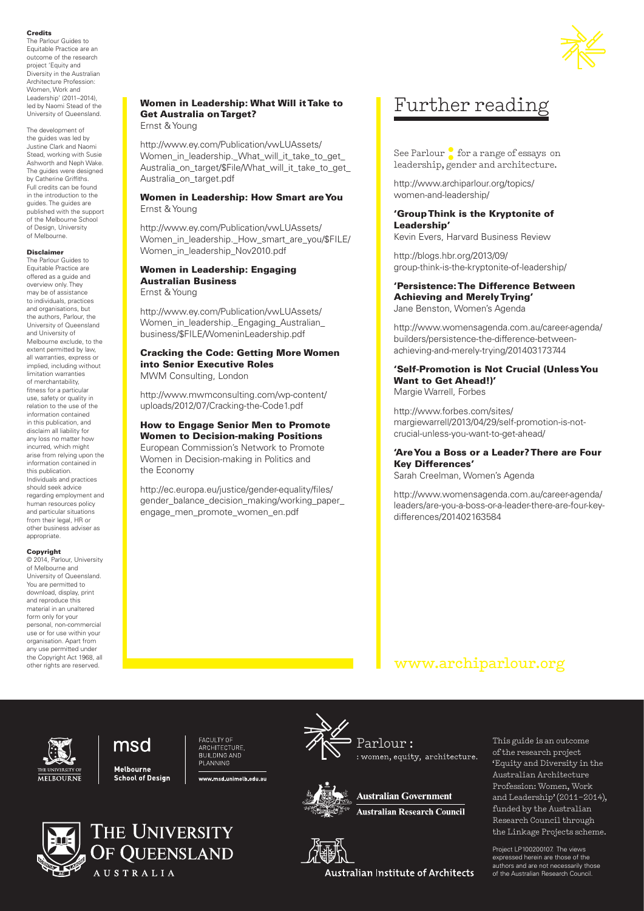**Credits**

The Parlour Guides to Equitable Practice are an outcome of the research project 'Equity and Diversity in the Australian Architecture Profession: Women, Work and Leadership' (2011–2014), led by Naomi Stead of the University of Queensland.

The development of the guides was led by Justine Clark and Naomi Stead, working with Susie Ashworth and Neph Wake. The guides were designed by Catherine Griffiths. Full credits can be found in the introduction to the guides. The guides are published with the support of the Melbourne School of Design, University of Melbourne.

**Disclaimer**

The Parlour Guides to Equitable Practice are offered as a guide and overview only. They may be of assistance to individuals, practices and organisations, but the authors, Parlour, the University of Queensland and University of Melbourne exclude, to the extent permitted by law, all warranties, express or implied, including without limitation warranties of merchantability, fitness for a particular use, safety or quality in relation to the use of the information contained in this publication, and disclaim all liability for any loss no matter how incurred, which might arise from relying upon the information contained in this publication. Individuals and practices should seek advice regarding employment and human resources policy and particular situations from their legal, HR or other business adviser as appropriate.

**Copyright**

© 2014, Parlour, University of Melbourne and University of Queensland. You are permitted to download, display, print and reproduce this material in an unaltered form only for your personal, non-commercial use or for use within your organisation. Apart from any use permitted under the Copyright Act 1968, all other rights are reserved.

# Further reading

See Parlour for a range of essays on leadership, gender and architecture.

http://www.archiparlour.org/topics/women-and-leadership/

### 'Group Think is the Kryptonite of Leadership'

Kevin Evers, Harvard Business Review

http://blogs.hbr.org/2013/09/group-think-is-the-kryptonite-of-leadership/

### 'Persistence: The Difference Between Achieving and Merely Trying'

Jane Benston, Women's Agenda

http://www.womensagenda.com.au/career-agenda/builders/persistence-the-difference-between-achieving-and-merely-trying/201403173744

### 'Self-Promotion is Not Crucial (Unless You Want to Get Ahead!)'

Margie Warrell, Forbes

http://www.forbes.com/sites/margiewarrell/2013/04/29/self-promotion-is-not-crucial-unless-you-want-to-get-ahead/

### 'Are You a Boss or a Leader? There are Four Key Differences'

Sarah Creelman, Women's Agenda

http://www.womensagenda.com.au/career-agenda/leaders/are-you-a-boss-or-a-leader-there-are-four-key-differences/201402163584

### Women in Leadership: What Will it Take to Get Australia on Target?

Ernst & Young

http://www.ey.com/Publication/vwLUAssets/Women_in_leadership._What_will_it_take_to_get_Australia_on_target/$File/What_will_it_take_to_get_Australia_on_target.pdf

### Women in Leadership: How Smart are You

Ernst & Young

http://www.ey.com/Publication/vwLUAssets/Women_in_leadership._How_smart_are_you/$FILE/Women_in_leadership_Nov2010.pdf

### Women in Leadership: Engaging Australian Business

Ernst & Young

http://www.ey.com/Publication/vwLUAssets/Women_in_leadership._Engaging_Australian_business/$FILE/WomeninLeadership.pdf

### Cracking the Code: Getting More Women into Senior Executive Roles

MWM Consulting, London

http://www.mwmconsulting.com/wp-content/uploads/2012/07/Cracking-the-Code1.pdf

### How to Engage Senior Men to Promote Women to Decision-making Positions

European Commission's Network to Promote Women in Decision-making in Politics and the Economy

http://ec.europa.eu/justice/gender-equality/files/gender_balance_decision_making/working_paper_engage_men_promote_women_en.pdf

www.archiparlour.org

The University of Melbourne

msd Melbourne School of Design

Faculty of Architecture, Building and Planning

www.msd.unimelb.edu.au

The University of Queensland Australia

Parlour: : women, equity, architecture.

Australian Government Australian Research Council

Australian Institute of Architects

This guide is an outcome of the research project 'Equity and Diversity in the Australian Architecture Profession: Women, Work and Leadership' (2011–2014), funded by the Australian Research Council through the Linkage Projects scheme.

Project LP100200107. The views expressed herein are those of the authors and are not necessarily those of the Australian Research Council.